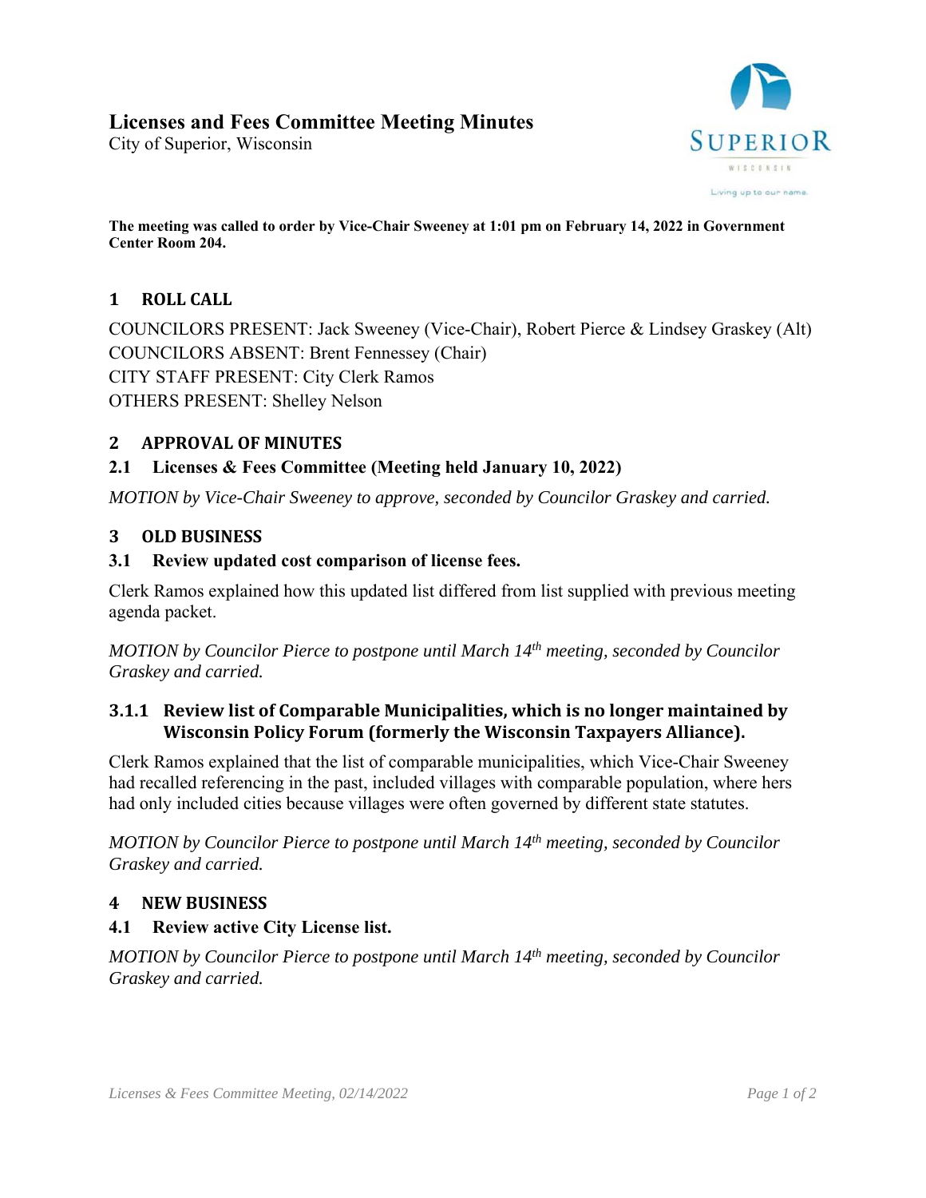# Licenses and Fees Committee Meeting Minutes

City of Superior, Wisconsin

**The meeting was called to order by Vice-Chair Sweeney at 1:01 pm on February 14, 2022 in Government Center Room 204.**

## 1 ROLL CALL

COUNCILORS PRESENT: Jack Sweeney (Vice-Chair), Robert Pierce & Lindsey Graskey (Alt)
COUNCILORS ABSENT: Brent Fennessey (Chair)
CITY STAFF PRESENT: City Clerk Ramos
OTHERS PRESENT: Shelley Nelson

## 2 APPROVAL OF MINUTES

### 2.1 Licenses & Fees Committee (Meeting held January 10, 2022)

*MOTION by Vice-Chair Sweeney to approve, seconded by Councilor Graskey and carried.*

## 3 OLD BUSINESS

### 3.1 Review updated cost comparison of license fees.

Clerk Ramos explained how this updated list differed from list supplied with previous meeting agenda packet.

*MOTION by Councilor Pierce to postpone until March 14th meeting, seconded by Councilor Graskey and carried.*

#### 3.1.1 Review list of Comparable Municipalities, which is no longer maintained by Wisconsin Policy Forum (formerly the Wisconsin Taxpayers Alliance).

Clerk Ramos explained that the list of comparable municipalities, which Vice-Chair Sweeney had recalled referencing in the past, included villages with comparable population, where hers had only included cities because villages were often governed by different state statutes.

*MOTION by Councilor Pierce to postpone until March 14th meeting, seconded by Councilor Graskey and carried.*

## 4 NEW BUSINESS

### 4.1 Review active City License list.

*MOTION by Councilor Pierce to postpone until March 14th meeting, seconded by Councilor Graskey and carried.*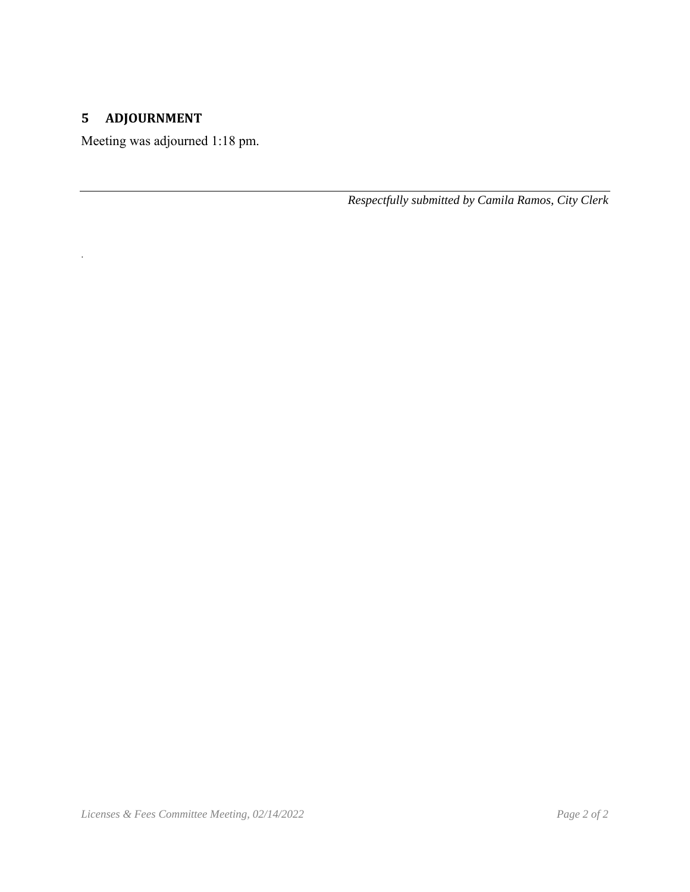## 5 ADJOURNMENT

Meeting was adjourned 1:18 pm.

---

*Respectfully submitted by Camila Ramos, City Clerk*

.